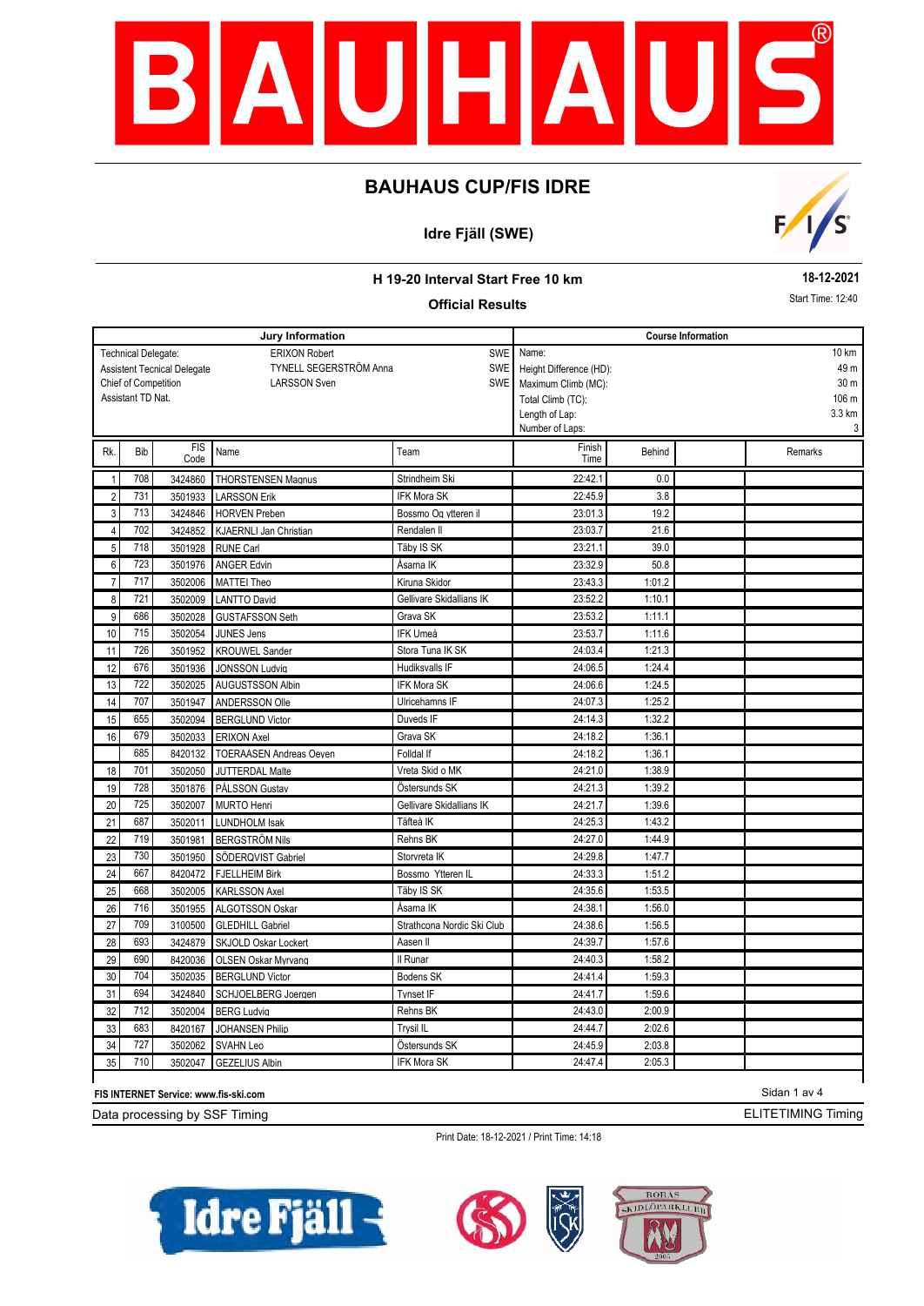# BAUHAUS CUP/FIS IDRE

## Idre Fjäll (SWE)

### H 19-20 Interval Start Free 10 km

**18-12-2021**

### Official Results

Start Time: 12:40

| Jury Information | | | Course Information | |
|---|---|---|---|---|
| Technical Delegate: | ERIXON Robert | SWE | Name: | 10 km |
| Assistant Tecnical Delegate | TYNELL SEGERSTRÖM Anna | SWE | Height Difference (HD): | 49 m |
| Chief of Competition | LARSSON Sven | SWE | Maximum Climb (MC): | 30 m |
| Assistant TD Nat. | | | Total Climb (TC): | 106 m |
| | | | Length of Lap: | 3.3 km |
| | | | Number of Laps: | 3 |

| Rk. | Bib | FIS Code | Name | Team | Finish Time | Behind | | Remarks |
|---|---|---|---|---|---|---|---|---|
| 1 | 708 | 3424860 | THORSTENSEN Magnus | Strindheim Ski | 22:42.1 | 0.0 | | |
| 2 | 731 | 3501933 | LARSSON Erik | IFK Mora SK | 22:45.9 | 3.8 | | |
| 3 | 713 | 3424846 | HORVEN Preben | Bossmo Og ytteren il | 23:01.3 | 19.2 | | |
| 4 | 702 | 3424852 | KJAERNLI Jan Christian | Rendalen Il | 23:03.7 | 21.6 | | |
| 5 | 718 | 3501928 | RUNE Carl | Täby IS SK | 23:21.1 | 39.0 | | |
| 6 | 723 | 3501976 | ANGER Edvin | Åsarna IK | 23:32.9 | 50.8 | | |
| 7 | 717 | 3502006 | MATTEI Theo | Kiruna Skidor | 23:43.3 | 1:01.2 | | |
| 8 | 721 | 3502009 | LANTTO David | Gellivare Skidallians IK | 23:52.2 | 1:10.1 | | |
| 9 | 686 | 3502028 | GUSTAFSSON Seth | Grava SK | 23:53.2 | 1:11.1 | | |
| 10 | 715 | 3502054 | JUNES Jens | IFK Umeå | 23:53.7 | 1:11.6 | | |
| 11 | 726 | 3501952 | KROUWEL Sander | Stora Tuna IK SK | 24:03.4 | 1:21.3 | | |
| 12 | 676 | 3501936 | JONSSON Ludvig | Hudiksvalls IF | 24:06.5 | 1:24.4 | | |
| 13 | 722 | 3502025 | AUGUSTSSON Albin | IFK Mora SK | 24:06.6 | 1:24.5 | | |
| 14 | 707 | 3501947 | ANDERSSON Olle | Ulricehamns IF | 24:07.3 | 1:25.2 | | |
| 15 | 655 | 3502094 | BERGLUND Victor | Duveds IF | 24:14.3 | 1:32.2 | | |
| 16 | 679 | 3502033 | ERIXON Axel | Grava SK | 24:18.2 | 1:36.1 | | |
| | 685 | 8420132 | TOERAASEN Andreas Oeyen | Folldal If | 24:18.2 | 1:36.1 | | |
| 18 | 701 | 3502050 | JUTTERDAL Malte | Vreta Skid o MK | 24:21.0 | 1:38.9 | | |
| 19 | 728 | 3501876 | PÅLSSON Gustav | Östersunds SK | 24:21.3 | 1:39.2 | | |
| 20 | 725 | 3502007 | MURTO Henri | Gellivare Skidallians IK | 24:21.7 | 1:39.6 | | |
| 21 | 687 | 3502011 | LUNDHOLM Isak | Tåfteå IK | 24:25.3 | 1:43.2 | | |
| 22 | 719 | 3501981 | BERGSTRÖM Nils | Rehns BK | 24:27.0 | 1:44.9 | | |
| 23 | 730 | 3501950 | SÖDERQVIST Gabriel | Storvreta IK | 24:29.8 | 1:47.7 | | |
| 24 | 667 | 8420472 | FJELLHEIM Birk | Bossmo Ytteren IL | 24:33.3 | 1:51.2 | | |
| 25 | 668 | 3502005 | KARLSSON Axel | Täby IS SK | 24:35.6 | 1:53.5 | | |
| 26 | 716 | 3501955 | ALGOTSSON Oskar | Åsarna IK | 24:38.1 | 1:56.0 | | |
| 27 | 709 | 3100500 | GLEDHILL Gabriel | Strathcona Nordic Ski Club | 24:38.6 | 1:56.5 | | |
| 28 | 693 | 3424879 | SKJOLD Oskar Lockert | Aasen Il | 24:39.7 | 1:57.6 | | |
| 29 | 690 | 8420036 | OLSEN Oskar Myrvang | Il Runar | 24:40.3 | 1:58.2 | | |
| 30 | 704 | 3502035 | BERGLUND Victor | Bodens SK | 24:41.4 | 1:59.3 | | |
| 31 | 694 | 3424840 | SCHJOELBERG Joergen | Tynset IF | 24:41.7 | 1:59.6 | | |
| 32 | 712 | 3502004 | BERG Ludvig | Rehns BK | 24:43.0 | 2:00.9 | | |
| 33 | 683 | 8420167 | JOHANSEN Philip | Trysil IL | 24:44.7 | 2:02.6 | | |
| 34 | 727 | 3502062 | SVAHN Leo | Östersunds SK | 24:45.9 | 2:03.8 | | |
| 35 | 710 | 3502047 | GEZELIUS Albin | IFK Mora SK | 24:47.4 | 2:05.3 | | |

FIS INTERNET Service: www.fis-ski.com

Data processing by SSF Timing — ELITETIMING Timing

Print Date: 18-12-2021 / Print Time: 14:18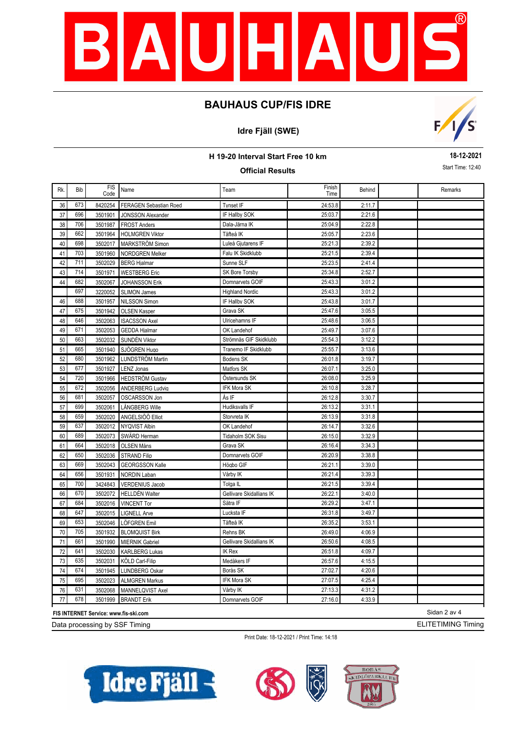# BAUHAUS CUP/FIS IDRE

## Idre Fjäll (SWE)

### H 19-20 Interval Start Free 10 km

**18-12-2021**

**Official Results**

Start Time: 12:40

| Rk. | Bib | FIS Code | Name | Team | Finish Time | Behind | | Remarks |
|---|---|---|---|---|---|---|---|---|
| 36 | 673 | 8420254 | FERAGEN Sebastian Roed | Tynset IF | 24:53.8 | 2:11.7 | | |
| 37 | 696 | 3501901 | JONSSON Alexander | IF Hallby SOK | 25:03.7 | 2:21.6 | | |
| 38 | 706 | 3501987 | FROST Anders | Dala-Järna IK | 25:04.9 | 2:22.8 | | |
| 39 | 662 | 3501964 | HOLMGREN Viktor | Täfteå IK | 25:05.7 | 2:23.6 | | |
| 40 | 698 | 3502017 | MARKSTRÖM Simon | Luleå Gjutarens IF | 25:21.3 | 2:39.2 | | |
| 41 | 703 | 3501960 | NORDGREN Melker | Falu IK Skidklubb | 25:21.5 | 2:39.4 | | |
| 42 | 711 | 3502029 | BERG Hjalmar | Sunne SLF | 25:23.5 | 2:41.4 | | |
| 43 | 714 | 3501971 | WESTBERG Eric | SK Bore Torsby | 25:34.8 | 2:52.7 | | |
| 44 | 682 | 3502067 | JOHANSSON Erik | Domnarvets GOIF | 25:43.3 | 3:01.2 | | |
| | 697 | 3220052 | SLIMON James | Highland Nordic | 25:43.3 | 3:01.2 | | |
| 46 | 688 | 3501957 | NILSSON Simon | IF Hallby SOK | 25:43.8 | 3:01.7 | | |
| 47 | 675 | 3501942 | OLSEN Kasper | Grava SK | 25:47.6 | 3:05.5 | | |
| 48 | 646 | 3502063 | ISACSSON Axel | Ulricehamns IF | 25:48.6 | 3:06.5 | | |
| 49 | 671 | 3502053 | GEDDA Hjalmar | OK Landehof | 25:49.7 | 3:07.6 | | |
| 50 | 663 | 3502032 | SUNDÉN Viktor | Strömnäs GIF Skidklubb | 25:54.3 | 3:12.2 | | |
| 51 | 665 | 3501940 | SJÖGREN Hugo | Tranemo IF Skidklubb | 25:55.7 | 3:13.6 | | |
| 52 | 680 | 3501962 | LUNDSTRÖM Martin | Bodens SK | 26:01.8 | 3:19.7 | | |
| 53 | 677 | 3501927 | LENZ Jonas | Matfors SK | 26:07.1 | 3:25.0 | | |
| 54 | 720 | 3501966 | HEDSTRÖM Gustav | Östersunds SK | 26:08.0 | 3:25.9 | | |
| 55 | 672 | 3502056 | ANDERBERG Ludvig | IFK Mora SK | 26:10.8 | 3:28.7 | | |
| 56 | 681 | 3502057 | OSCARSSON Jon | Ås IF | 26:12.8 | 3:30.7 | | |
| 57 | 699 | 3502061 | LÅNGBERG Wille | Hudiksvalls IF | 26:13.2 | 3:31.1 | | |
| 58 | 659 | 3502020 | ANGELSIÖÖ Elliot | Storvreta IK | 26:13.9 | 3:31.8 | | |
| 59 | 637 | 3502012 | NYQVIST Albin | OK Landehof | 26:14.7 | 3:32.6 | | |
| 60 | 689 | 3502073 | SWÄRD Herman | Tidaholm SOK Sisu | 26:15.0 | 3:32.9 | | |
| 61 | 664 | 3502018 | OLSEN Måns | Grava SK | 26:16.4 | 3:34.3 | | |
| 62 | 650 | 3502036 | STRAND Filip | Domnarvets GOIF | 26:20.9 | 3:38.8 | | |
| 63 | 669 | 3502043 | GEORGSSON Kalle | Högbo GIF | 26:21.1 | 3:39.0 | | |
| 64 | 656 | 3501931 | NORDIN Laban | Vårby IK | 26:21.4 | 3:39.3 | | |
| 65 | 700 | 3424843 | VERDENIUS Jacob | Tolga IL | 26:21.5 | 3:39.4 | | |
| 66 | 670 | 3502072 | HELLDÉN Walter | Gellivare Skidallians IK | 26:22.1 | 3:40.0 | | |
| 67 | 684 | 3502016 | VINCENT Tor | Sätra IF | 26:29.2 | 3:47.1 | | |
| 68 | 647 | 3502015 | LIGNELL Arve | Lucksta IF | 26:31.8 | 3:49.7 | | |
| 69 | 653 | 3502046 | LÖFGREN Emil | Täfteå IK | 26:35.2 | 3:53.1 | | |
| 70 | 705 | 3501932 | BLOMQUIST Birk | Rehns BK | 26:49.0 | 4:06.9 | | |
| 71 | 661 | 3501990 | MIERNIK Gabriel | Gellivare Skidallians IK | 26:50.6 | 4:08.5 | | |
| 72 | 641 | 3502030 | KARLBERG Lukas | IK Rex | 26:51.8 | 4:09.7 | | |
| 73 | 635 | 3502031 | KÖLD Carl-Filip | Medåkers IF | 26:57.6 | 4:15.5 | | |
| 74 | 674 | 3501945 | LUNDBERG Oskar | Borås SK | 27:02.7 | 4:20.6 | | |
| 75 | 695 | 3502023 | ALMGREN Markus | IFK Mora SK | 27:07.5 | 4:25.4 | | |
| 76 | 631 | 3502068 | MANNELQVIST Axel | Vårby IK | 27:13.3 | 4:31.2 | | |
| 77 | 678 | 3501999 | BRANDT Erik | Domnarvets GOIF | 27:16.0 | 4:33.9 | | |

FIS INTERNET Service: www.fis-ski.com

Data processing by SSF Timing — ELITETIMING Timing

Print Date: 18-12-2021 / Print Time: 14:18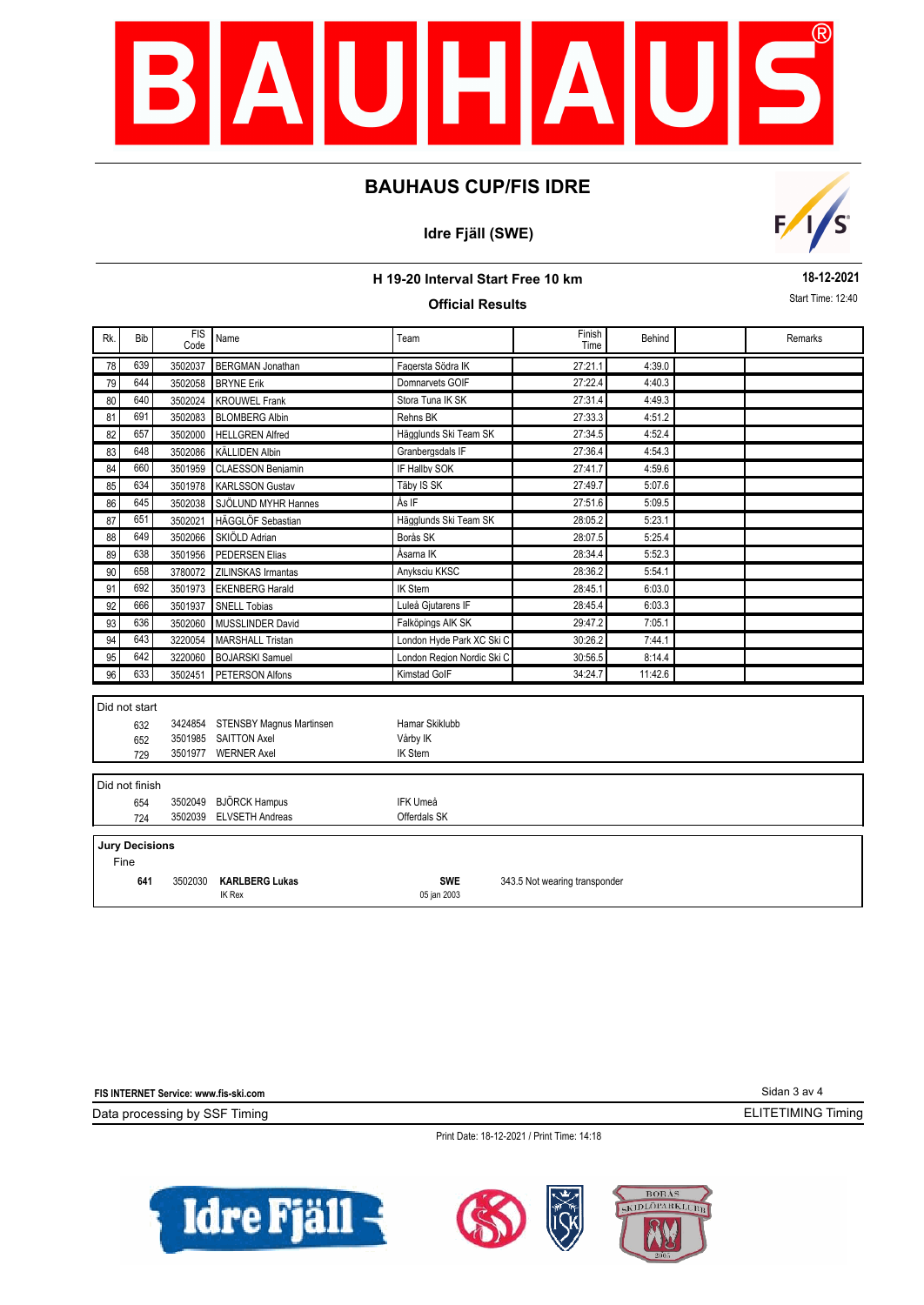# BAUHAUS CUP/FIS IDRE

## Idre Fjäll (SWE)

### H 19-20 Interval Start Free 10 km

**18-12-2021**

Start Time: 12:40

**Official Results**

| Rk. | Bib | FIS Code | Name | Team | Finish Time | Behind | | Remarks |
|---|---|---|---|---|---|---|---|---|
| 78 | 639 | 3502037 | BERGMAN Jonathan | Fagersta Södra IK | 27:21.1 | 4:39.0 | | |
| 79 | 644 | 3502058 | BRYNE Erik | Domnarvets GOIF | 27:22.4 | 4:40.3 | | |
| 80 | 640 | 3502024 | KROUWEL Frank | Stora Tuna IK SK | 27:31.4 | 4:49.3 | | |
| 81 | 691 | 3502083 | BLOMBERG Albin | Rehns BK | 27:33.3 | 4:51.2 | | |
| 82 | 657 | 3502000 | HELLGREN Alfred | Hägglunds Ski Team SK | 27:34.5 | 4:52.4 | | |
| 83 | 648 | 3502086 | KÄLLIDEN Albin | Granbergsdals IF | 27:36.4 | 4:54.3 | | |
| 84 | 660 | 3501959 | CLAESSON Benjamin | IF Hallby SOK | 27:41.7 | 4:59.6 | | |
| 85 | 634 | 3501978 | KARLSSON Gustav | Täby IS SK | 27:49.7 | 5:07.6 | | |
| 86 | 645 | 3502038 | SJÖLUND MYHR Hannes | Ås IF | 27:51.6 | 5:09.5 | | |
| 87 | 651 | 3502021 | HÄGGLÖF Sebastian | Hägglunds Ski Team SK | 28:05.2 | 5:23.1 | | |
| 88 | 649 | 3502066 | SKIÖLD Adrian | Borås SK | 28:07.5 | 5:25.4 | | |
| 89 | 638 | 3501956 | PEDERSEN Elias | Åsarna IK | 28:34.4 | 5:52.3 | | |
| 90 | 658 | 3780072 | ZILINSKAS Irmantas | Anyksciu KKSC | 28:36.2 | 5:54.1 | | |
| 91 | 692 | 3501973 | EKENBERG Harald | IK Stern | 28:45.1 | 6:03.0 | | |
| 92 | 666 | 3501937 | SNELL Tobias | Luleå Gjutarens IF | 28:45.4 | 6:03.3 | | |
| 93 | 636 | 3502060 | MUSSLINDER David | Falköpings AIK SK | 29:47.2 | 7:05.1 | | |
| 94 | 643 | 3220054 | MARSHALL Tristan | London Hyde Park XC Ski C | 30:26.2 | 7:44.1 | | |
| 95 | 642 | 3220060 | BOJARSKI Samuel | London Region Nordic Ski C | 30:56.5 | 8:14.4 | | |
| 96 | 633 | 3502451 | PETERSON Alfons | Kimstad GoIF | 34:24.7 | 11:42.6 | | |

**Did not start**

| Bib | FIS Code | Name | Team |
|---|---|---|---|
| 632 | 3424854 | STENSBY Magnus Martinsen | Hamar Skiklubb |
| 652 | 3501985 | SAITTON Axel | Vårby IK |
| 729 | 3501977 | WERNER Axel | IK Stern |

**Did not finish**

| Bib | FIS Code | Name | Team |
|---|---|---|---|
| 654 | 3502049 | BJÖRCK Hampus | IFK Umeå |
| 724 | 3502039 | ELVSETH Andreas | Offerdals SK |

**Jury Decisions**

Fine

| Bib | FIS Code | Name | Nation | Decision |
|---|---|---|---|---|
| **641** | 3502030 | **KARLBERG Lukas** IK Rex | **SWE** 05 jan 2003 | 343.5 Not wearing transponder |

FIS INTERNET Service: www.fis-ski.com

Data processing by SSF Timing

ELITETIMING Timing

Print Date: 18-12-2021 / Print Time: 14:18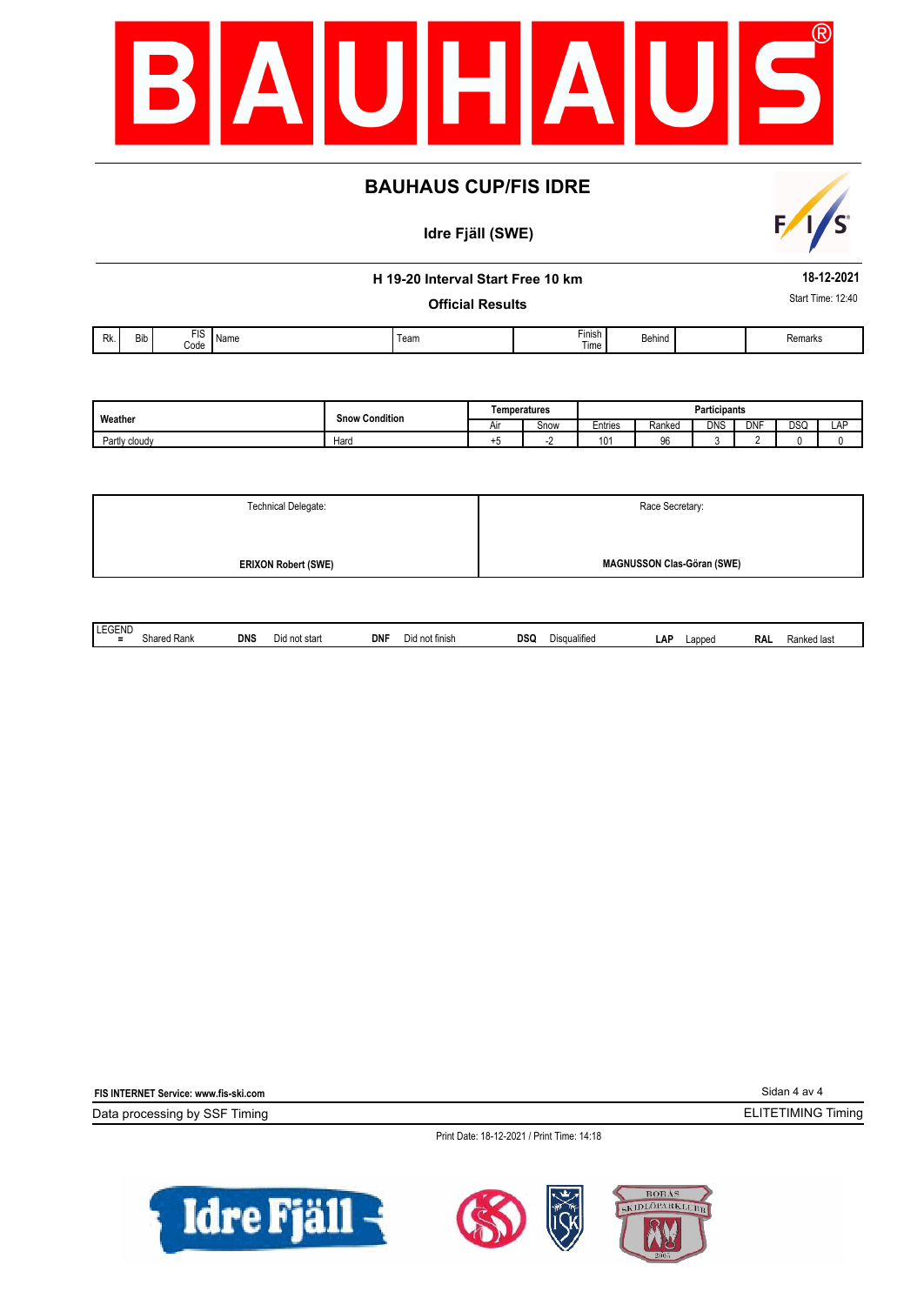# BAUHAUS CUP/FIS IDRE

## Idre Fjäll (SWE)

### H 19-20 Interval Start Free 10 km

**18-12-2021**

Start Time: 12:40

### Official Results

| Rk. | Bib | FIS Code | Name | Team | Finish Time | Behind | | Remarks |
|---|---|---|---|---|---|---|---|---|

| Weather | Snow Condition | Temperatures | | Participants | | | | | |
|---|---|---|---|---|---|---|---|---|---|
| | | Air | Snow | Entries | Ranked | DNS | DNF | DSQ | LAP |
| Partly cloudy | Hard | +5 | -2 | 101 | 96 | 3 | 2 | 0 | 0 |

| Technical Delegate: | Race Secretary: |
|---|---|
| **ERIXON Robert (SWE)** | **MAGNUSSON Clas-Göran (SWE)** |

| LEGEND | | | | | | | | | | | |
|---|---|---|---|---|---|---|---|---|---|---|---|
| = | Shared Rank | **DNS** | Did not start | **DNF** | Did not finish | **DSQ** | Disqualified | **LAP** | Lapped | **RAL** | Ranked last |

**FIS INTERNET Service: www.fis-ski.com**

Data processing by SSF Timing

ELITETIMING Timing

Print Date: 18-12-2021 / Print Time: 14:18